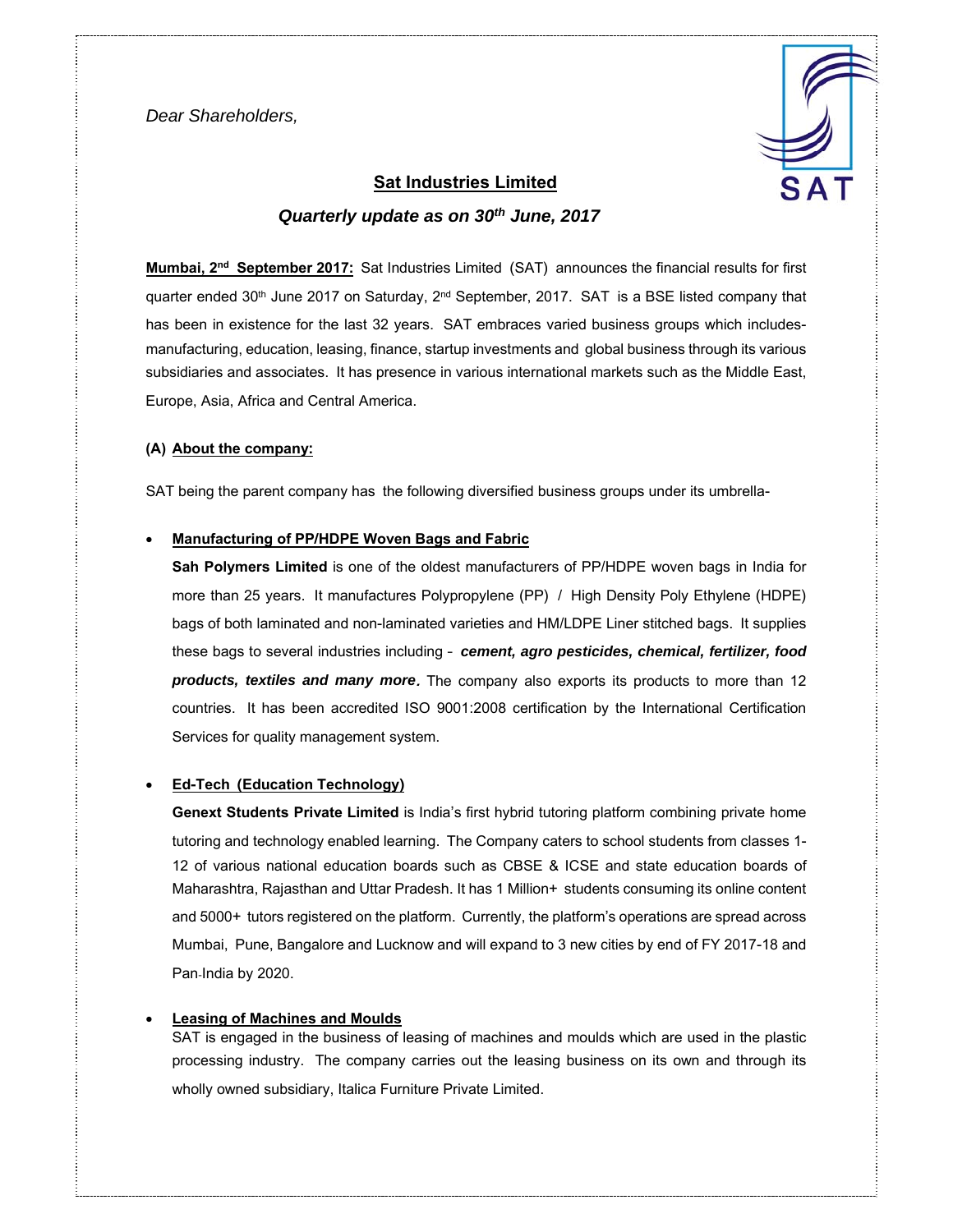*Dear Shareholders,*

## Sat Industries Limited

### *Quarterly update as on 30th June, 2017*

**Mumbai, 2nd September 2017:** Sat Industries Limited (SAT) announces the financial results for first quarter ended 30th June 2017 on Saturday, 2nd September, 2017. SAT is a BSE listed company that has been in existence for the last 32 years. SAT embraces varied business groups which includes- manufacturing, education, leasing, finance, startup investments and global business through its various subsidiaries and associates. It has presence in various international markets such as the Middle East, Europe, Asia, Africa and Central America.

**(A) About the company:**

SAT being the parent company has the following diversified business groups under its umbrella-

- **Manufacturing of PP/HDPE Woven Bags and Fabric**

  **Sah Polymers Limited** is one of the oldest manufacturers of PP/HDPE woven bags in India for more than 25 years. It manufactures Polypropylene (PP) / High Density Poly Ethylene (HDPE) bags of both laminated and non-laminated varieties and HM/LDPE Liner stitched bags. It supplies these bags to several industries including - ***cement, agro pesticides, chemical, fertilizer, food products, textiles and many more.*** The company also exports its products to more than 12 countries. It has been accredited ISO 9001:2008 certification by the International Certification Services for quality management system.

- **Ed-Tech (Education Technology)**

  **Genext Students Private Limited** is India's first hybrid tutoring platform combining private home tutoring and technology enabled learning. The Company caters to school students from classes 1-12 of various national education boards such as CBSE & ICSE and state education boards of Maharashtra, Rajasthan and Uttar Pradesh. It has 1 Million+ students consuming its online content and 5000+ tutors registered on the platform. Currently, the platform's operations are spread across Mumbai, Pune, Bangalore and Lucknow and will expand to 3 new cities by end of FY 2017-18 and Pan-India by 2020.

- **Leasing of Machines and Moulds**

  SAT is engaged in the business of leasing of machines and moulds which are used in the plastic processing industry. The company carries out the leasing business on its own and through its wholly owned subsidiary, Italica Furniture Private Limited.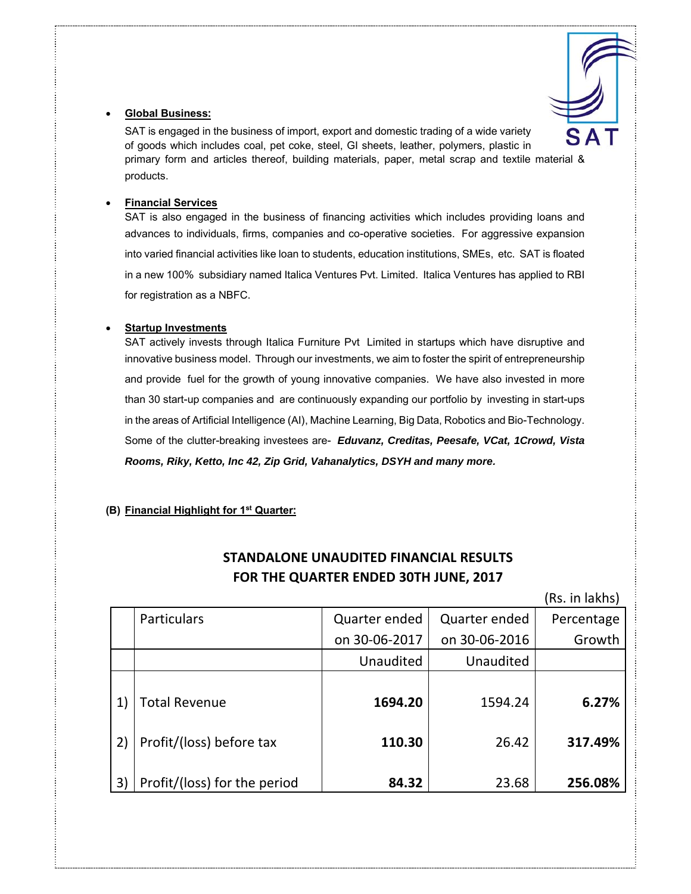- **Global Business:**

  SAT is engaged in the business of import, export and domestic trading of a wide variety of goods which includes coal, pet coke, steel, GI sheets, leather, polymers, plastic in primary form and articles thereof, building materials, paper, metal scrap and textile material & products.

- **Financial Services**

  SAT is also engaged in the business of financing activities which includes providing loans and advances to individuals, firms, companies and co-operative societies. For aggressive expansion into varied financial activities like loan to students, education institutions, SMEs, etc. SAT is floated in a new 100% subsidiary named Italica Ventures Pvt. Limited. Italica Ventures has applied to RBI for registration as a NBFC.

- **Startup Investments**

  SAT actively invests through Italica Furniture Pvt Limited in startups which have disruptive and innovative business model. Through our investments, we aim to foster the spirit of entrepreneurship and provide fuel for the growth of young innovative companies. We have also invested in more than 30 start-up companies and are continuously expanding our portfolio by investing in start-ups in the areas of Artificial Intelligence (AI), Machine Learning, Big Data, Robotics and Bio-Technology. Some of the clutter-breaking investees are- ***Eduvanz, Creditas, Peesafe, VCat, 1Crowd, Vista Rooms, Riky, Ketto, Inc 42, Zip Grid, Vahanalytics, DSYH and many more.***

**(B) Financial Highlight for 1st Quarter:**

## STANDALONE UNAUDITED FINANCIAL RESULTS FOR THE QUARTER ENDED 30TH JUNE, 2017

(Rs. in lakhs)

| | Particulars | Quarter ended on 30-06-2017 | Quarter ended on 30-06-2016 | Percentage Growth |
|---|---|---|---|---|
| | | Unaudited | Unaudited | |
| 1) | Total Revenue | **1694.20** | 1594.24 | **6.27%** |
| 2) | Profit/(loss) before tax | **110.30** | 26.42 | **317.49%** |
| 3) | Profit/(loss) for the period | **84.32** | 23.68 | **256.08%** |